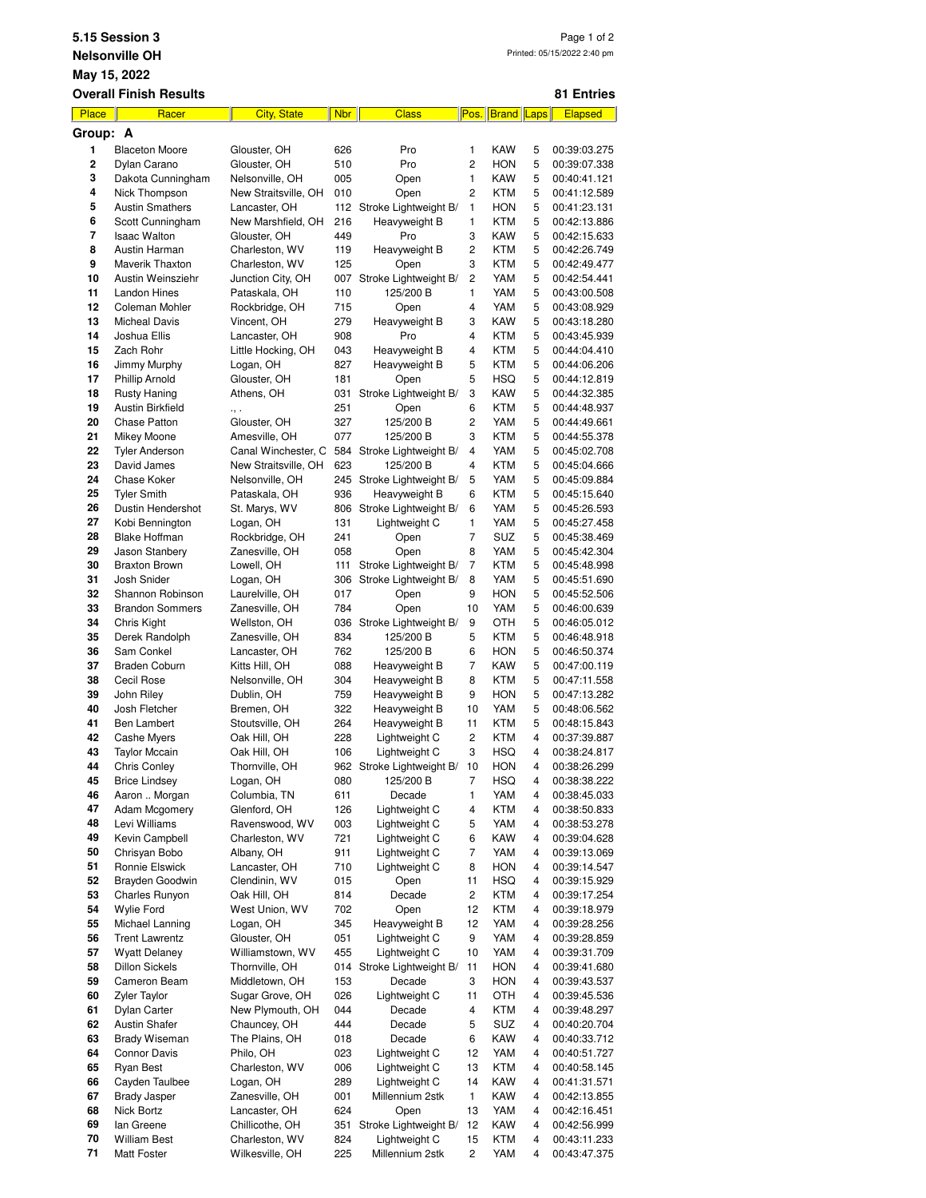**5.15 Session 3**

**Nelsonville OH**

**May 15, 2022**

**Overall Finish Results** **81 Entries**

Printed: 05/15/2022 2:40 pm

**Group: A**

| Place | Racer | City, State | Nbr | Class | Pos. | Brand | Laps | Elapsed |
|---|---|---|---|---|---|---|---|---|
| 1 | Blaceton Moore | Glouster, OH | 626 | Pro | 1 | KAW | 5 | 00:39:03.275 |
| 2 | Dylan Carano | Glouster, OH | 510 | Pro | 2 | HON | 5 | 00:39:07.338 |
| 3 | Dakota Cunningham | Nelsonville, OH | 005 | Open | 1 | KAW | 5 | 00:40:41.121 |
| 4 | Nick Thompson | New Straitsville, OH | 010 | Open | 2 | KTM | 5 | 00:41:12.589 |
| 5 | Austin Smathers | Lancaster, OH | 112 | Stroke Lightweight B/ | 1 | HON | 5 | 00:41:23.131 |
| 6 | Scott Cunningham | New Marshfield, OH | 216 | Heavyweight B | 1 | KTM | 5 | 00:42:13.886 |
| 7 | Isaac Walton | Glouster, OH | 449 | Pro | 3 | KAW | 5 | 00:42:15.633 |
| 8 | Austin Harman | Charleston, WV | 119 | Heavyweight B | 2 | KTM | 5 | 00:42:26.749 |
| 9 | Maverik Thaxton | Charleston, WV | 125 | Open | 3 | KTM | 5 | 00:42:49.477 |
| 10 | Austin Weinsziehr | Junction City, OH | 007 | Stroke Lightweight B/ | 2 | YAM | 5 | 00:42:54.441 |
| 11 | Landon Hines | Pataskala, OH | 110 | 125/200 B | 1 | YAM | 5 | 00:43:00.508 |
| 12 | Coleman Mohler | Rockbridge, OH | 715 | Open | 4 | YAM | 5 | 00:43:08.929 |
| 13 | Micheal Davis | Vincent, OH | 279 | Heavyweight B | 3 | KAW | 5 | 00:43:18.280 |
| 14 | Joshua Ellis | Lancaster, OH | 908 | Pro | 4 | KTM | 5 | 00:43:45.939 |
| 15 | Zach Rohr | Little Hocking, OH | 043 | Heavyweight B | 4 | KTM | 5 | 00:44:04.410 |
| 16 | Jimmy Murphy | Logan, OH | 827 | Heavyweight B | 5 | KTM | 5 | 00:44:06.206 |
| 17 | Phillip Arnold | Glouster, OH | 181 | Open | 5 | HSQ | 5 | 00:44:12.819 |
| 18 | Rusty Haning | Athens, OH | 031 | Stroke Lightweight B/ | 3 | KAW | 5 | 00:44:32.385 |
| 19 | Austin Birkfield | ., . | 251 | Open | 6 | KTM | 5 | 00:44:48.937 |
| 20 | Chase Patton | Glouster, OH | 327 | 125/200 B | 2 | YAM | 5 | 00:44:49.661 |
| 21 | Mikey Moone | Amesville, OH | 077 | 125/200 B | 3 | KTM | 5 | 00:44:55.378 |
| 22 | Tyler Anderson | Canal Winchester, C | 584 | Stroke Lightweight B/ | 4 | YAM | 5 | 00:45:02.708 |
| 23 | David James | New Straitsville, OH | 623 | 125/200 B | 4 | KTM | 5 | 00:45:04.666 |
| 24 | Chase Koker | Nelsonville, OH | 245 | Stroke Lightweight B/ | 5 | YAM | 5 | 00:45:09.884 |
| 25 | Tyler Smith | Pataskala, OH | 936 | Heavyweight B | 6 | KTM | 5 | 00:45:15.640 |
| 26 | Dustin Hendershot | St. Marys, WV | 806 | Stroke Lightweight B/ | 6 | YAM | 5 | 00:45:26.593 |
| 27 | Kobi Bennington | Logan, OH | 131 | Lightweight C | 1 | YAM | 5 | 00:45:27.458 |
| 28 | Blake Hoffman | Rockbridge, OH | 241 | Open | 7 | SUZ | 5 | 00:45:38.469 |
| 29 | Jason Stanbery | Zanesville, OH | 058 | Open | 8 | YAM | 5 | 00:45:42.304 |
| 30 | Braxton Brown | Lowell, OH | 111 | Stroke Lightweight B/ | 7 | KTM | 5 | 00:45:48.998 |
| 31 | Josh Snider | Logan, OH | 306 | Stroke Lightweight B/ | 8 | YAM | 5 | 00:45:51.690 |
| 32 | Shannon Robinson | Laurelville, OH | 017 | Open | 9 | HON | 5 | 00:45:52.506 |
| 33 | Brandon Sommers | Zanesville, OH | 784 | Open | 10 | YAM | 5 | 00:46:00.639 |
| 34 | Chris Kight | Wellston, OH | 036 | Stroke Lightweight B/ | 9 | OTH | 5 | 00:46:05.012 |
| 35 | Derek Randolph | Zanesville, OH | 834 | 125/200 B | 5 | KTM | 5 | 00:46:48.918 |
| 36 | Sam Conkel | Lancaster, OH | 762 | 125/200 B | 6 | HON | 5 | 00:46:50.374 |
| 37 | Braden Coburn | Kitts Hill, OH | 088 | Heavyweight B | 7 | KAW | 5 | 00:47:00.119 |
| 38 | Cecil Rose | Nelsonville, OH | 304 | Heavyweight B | 8 | KTM | 5 | 00:47:11.558 |
| 39 | John Riley | Dublin, OH | 759 | Heavyweight B | 9 | HON | 5 | 00:47:13.282 |
| 40 | Josh Fletcher | Bremen, OH | 322 | Heavyweight B | 10 | YAM | 5 | 00:48:06.562 |
| 41 | Ben Lambert | Stoutsville, OH | 264 | Heavyweight B | 11 | KTM | 5 | 00:48:15.843 |
| 42 | Cashe Myers | Oak Hill, OH | 228 | Lightweight C | 2 | KTM | 4 | 00:37:39.887 |
| 43 | Taylor Mccain | Oak Hill, OH | 106 | Lightweight C | 3 | HSQ | 4 | 00:38:24.817 |
| 44 | Chris Conley | Thornville, OH | 962 | Stroke Lightweight B/ | 10 | HON | 4 | 00:38:26.299 |
| 45 | Brice Lindsey | Logan, OH | 080 | 125/200 B | 7 | HSQ | 4 | 00:38:38.222 |
| 46 | Aaron .. Morgan | Columbia, TN | 611 | Decade | 1 | YAM | 4 | 00:38:45.033 |
| 47 | Adam Mcgomery | Glenford, OH | 126 | Lightweight C | 4 | KTM | 4 | 00:38:50.833 |
| 48 | Levi Williams | Ravenswood, WV | 003 | Lightweight C | 5 | YAM | 4 | 00:38:53.278 |
| 49 | Kevin Campbell | Charleston, WV | 721 | Lightweight C | 6 | KAW | 4 | 00:39:04.628 |
| 50 | Chrisyan Bobo | Albany, OH | 911 | Lightweight C | 7 | YAM | 4 | 00:39:13.069 |
| 51 | Ronnie Elswick | Lancaster, OH | 710 | Lightweight C | 8 | HON | 4 | 00:39:14.547 |
| 52 | Brayden Goodwin | Clendinin, WV | 015 | Open | 11 | HSQ | 4 | 00:39:15.929 |
| 53 | Charles Runyon | Oak Hill, OH | 814 | Decade | 2 | KTM | 4 | 00:39:17.254 |
| 54 | Wylie Ford | West Union, WV | 702 | Open | 12 | KTM | 4 | 00:39:18.979 |
| 55 | Michael Lanning | Logan, OH | 345 | Heavyweight B | 12 | YAM | 4 | 00:39:28.256 |
| 56 | Trent Lawrentz | Glouster, OH | 051 | Lightweight C | 9 | YAM | 4 | 00:39:28.859 |
| 57 | Wyatt Delaney | Williamstown, WV | 455 | Lightweight C | 10 | YAM | 4 | 00:39:31.709 |
| 58 | Dillon Sickels | Thornville, OH | 014 | Stroke Lightweight B/ | 11 | HON | 4 | 00:39:41.680 |
| 59 | Cameron Beam | Middletown, OH | 153 | Decade | 3 | HON | 4 | 00:39:43.537 |
| 60 | Zyler Taylor | Sugar Grove, OH | 026 | Lightweight C | 11 | OTH | 4 | 00:39:45.536 |
| 61 | Dylan Carter | New Plymouth, OH | 044 | Decade | 4 | KTM | 4 | 00:39:48.297 |
| 62 | Austin Shafer | Chauncey, OH | 444 | Decade | 5 | SUZ | 4 | 00:40:20.704 |
| 63 | Brady Wiseman | The Plains, OH | 018 | Decade | 6 | KAW | 4 | 00:40:33.712 |
| 64 | Connor Davis | Philo, OH | 023 | Lightweight C | 12 | YAM | 4 | 00:40:51.727 |
| 65 | Ryan Best | Charleston, WV | 006 | Lightweight C | 13 | KTM | 4 | 00:40:58.145 |
| 66 | Cayden Taulbee | Logan, OH | 289 | Lightweight C | 14 | KAW | 4 | 00:41:31.571 |
| 67 | Brady Jasper | Zanesville, OH | 001 | Millennium 2stk | 1 | KAW | 4 | 00:42:13.855 |
| 68 | Nick Bortz | Lancaster, OH | 624 | Open | 13 | YAM | 4 | 00:42:16.451 |
| 69 | Ian Greene | Chillicothe, OH | 351 | Stroke Lightweight B/ | 12 | KAW | 4 | 00:42:56.999 |
| 70 | William Best | Charleston, WV | 824 | Lightweight C | 15 | KTM | 4 | 00:43:11.233 |
| 71 | Matt Foster | Wilkesville, OH | 225 | Millennium 2stk | 2 | YAM | 4 | 00:43:47.375 |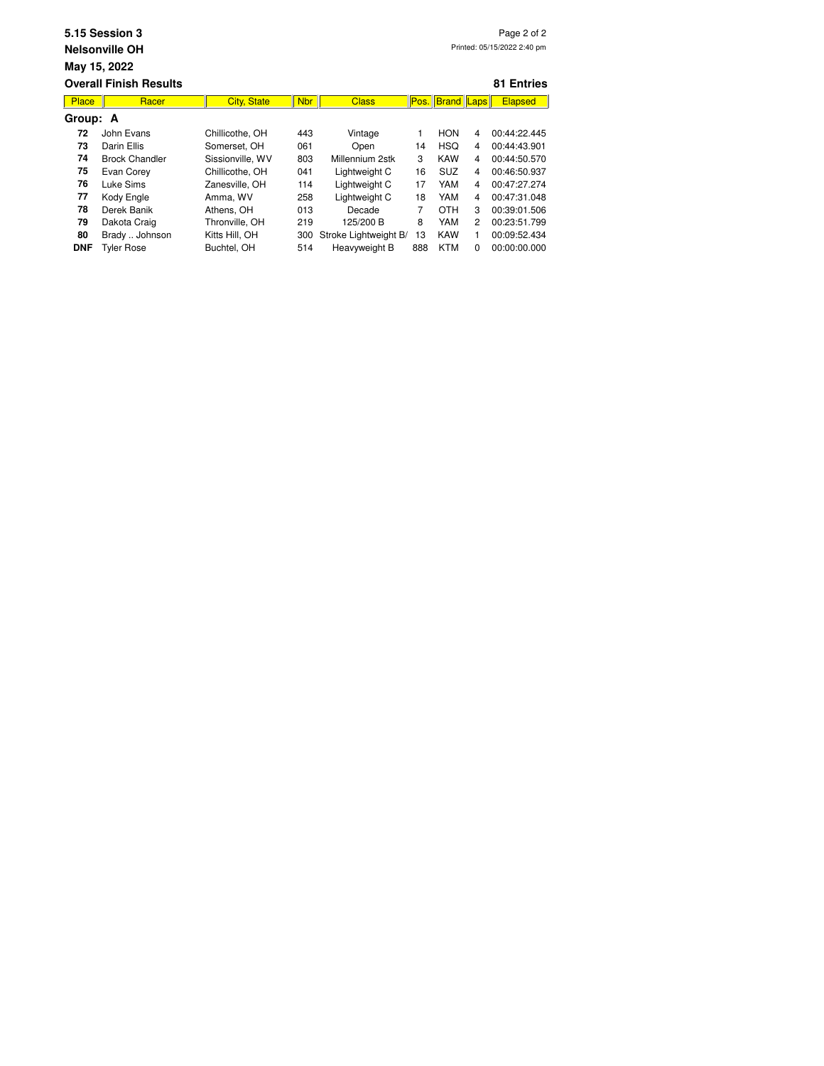**5.15 Session 3**

**Nelsonville OH**

**May 15, 2022**

**Overall Finish Results** — **81 Entries**

| Place | Racer | City, State | Nbr | Class | Pos. | Brand | Laps | Elapsed |
|---|---|---|---|---|---|---|---|---|
| **Group: A** | | | | | | | | |
| **72** | John Evans | Chillicothe, OH | 443 | Vintage | 1 | HON | 4 | 00:44:22.445 |
| **73** | Darin Ellis | Somerset, OH | 061 | Open | 14 | HSQ | 4 | 00:44:43.901 |
| **74** | Brock Chandler | Sissionville, WV | 803 | Millennium 2stk | 3 | KAW | 4 | 00:44:50.570 |
| **75** | Evan Corey | Chillicothe, OH | 041 | Lightweight C | 16 | SUZ | 4 | 00:46:50.937 |
| **76** | Luke Sims | Zanesville, OH | 114 | Lightweight C | 17 | YAM | 4 | 00:47:27.274 |
| **77** | Kody Engle | Amma, WV | 258 | Lightweight C | 18 | YAM | 4 | 00:47:31.048 |
| **78** | Derek Banik | Athens, OH | 013 | Decade | 7 | OTH | 3 | 00:39:01.506 |
| **79** | Dakota Craig | Thronville, OH | 219 | 125/200 B | 8 | YAM | 2 | 00:23:51.799 |
| **80** | Brady .. Johnson | Kitts Hill, OH | 300 | Stroke Lightweight B/ | 13 | KAW | 1 | 00:09:52.434 |
| **DNF** | Tyler Rose | Buchtel, OH | 514 | Heavyweight B | 888 | KTM | 0 | 00:00:00.000 |